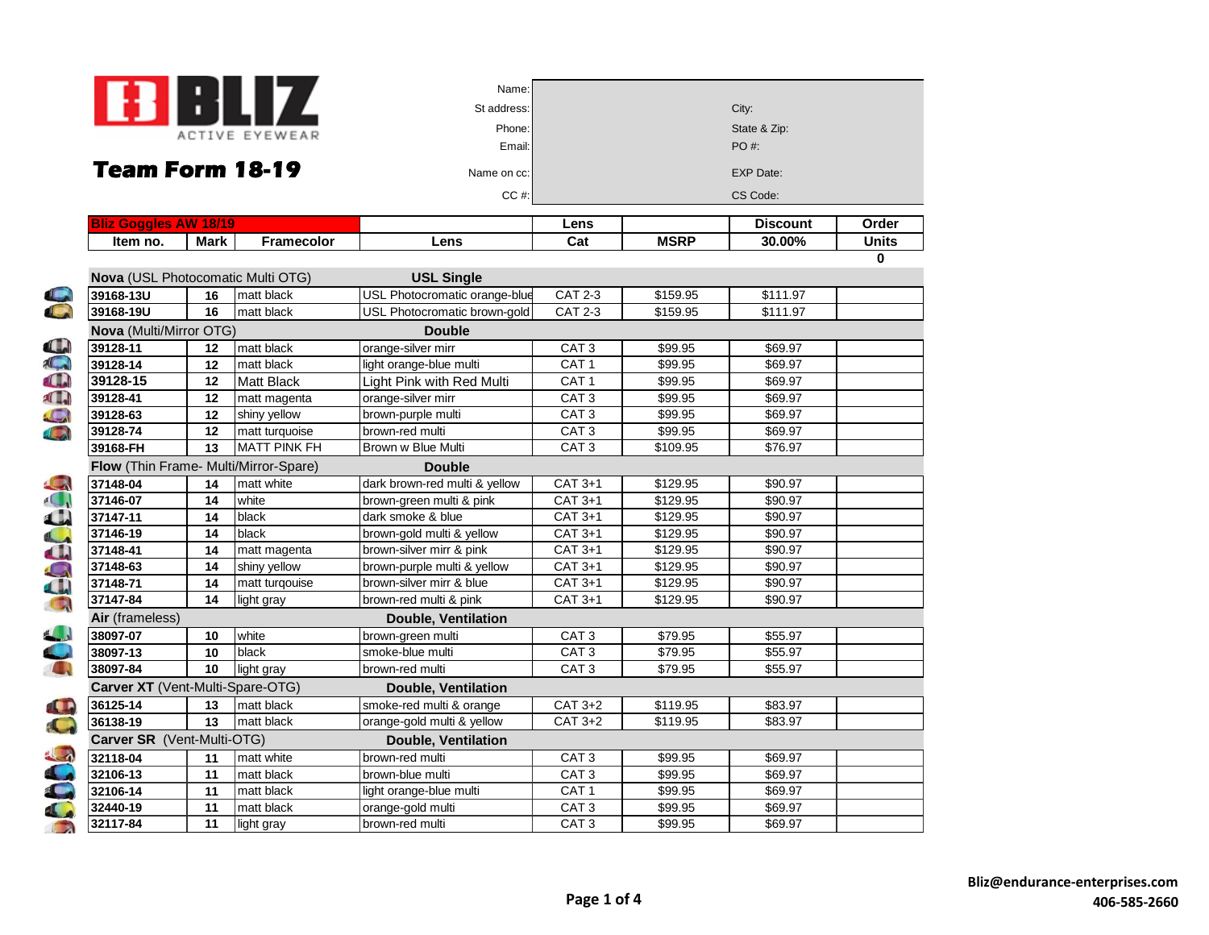# BLIZ ACTIVE EYEWEAR

## Team Form 18-19

| | | | |
|---|---|---|---|
| Name: | | | |
| St address: | | City: | |
| Phone: | | State & Zip: | |
| Email: | | PO #: | |
| Name on cc: | | EXP Date: | |
| CC #: | | CS Code: | |

| Bliz Goggles AW 18/19 | | | | Lens | | Discount | Order |
|---|---|---|---|---|---|---|---|
| Item no. | Mark | Framecolor | Lens | Cat | MSRP | 30.00% | Units |
| | | | | | | | 0 |
| **Nova** (USL Photocomatic Multi OTG) | | | **USL Single** | | | | |
| 39168-13U | 16 | matt black | USL Photocromatic orange-blue | CAT 2-3 | $159.95 | $111.97 | |
| 39168-19U | 16 | matt black | USL Photocromatic brown-gold | CAT 2-3 | $159.95 | $111.97 | |
| **Nova** (Multi/Mirror OTG) | | | **Double** | | | | |
| 39128-11 | 12 | matt black | orange-silver mirr | CAT 3 | $99.95 | $69.97 | |
| 39128-14 | 12 | matt black | light orange-blue multi | CAT 1 | $99.95 | $69.97 | |
| 39128-15 | 12 | Matt Black | Light Pink with Red Multi | CAT 1 | $99.95 | $69.97 | |
| 39128-41 | 12 | matt magenta | orange-silver mirr | CAT 3 | $99.95 | $69.97 | |
| 39128-63 | 12 | shiny yellow | brown-purple multi | CAT 3 | $99.95 | $69.97 | |
| 39128-74 | 12 | matt turquoise | brown-red multi | CAT 3 | $99.95 | $69.97 | |
| 39168-FH | 13 | MATT PINK FH | Brown w Blue Multi | CAT 3 | $109.95 | $76.97 | |
| **Flow** (Thin Frame- Multi/Mirror-Spare) | | | **Double** | | | | |
| 37148-04 | 14 | matt white | dark brown-red multi & yellow | CAT 3+1 | $129.95 | $90.97 | |
| 37146-07 | 14 | white | brown-green multi & pink | CAT 3+1 | $129.95 | $90.97 | |
| 37147-11 | 14 | black | dark smoke & blue | CAT 3+1 | $129.95 | $90.97 | |
| 37146-19 | 14 | black | brown-gold multi & yellow | CAT 3+1 | $129.95 | $90.97 | |
| 37148-41 | 14 | matt magenta | brown-silver mirr & pink | CAT 3+1 | $129.95 | $90.97 | |
| 37148-63 | 14 | shiny yellow | brown-purple multi & yellow | CAT 3+1 | $129.95 | $90.97 | |
| 37148-71 | 14 | matt turqouise | brown-silver mirr & blue | CAT 3+1 | $129.95 | $90.97 | |
| 37147-84 | 14 | light gray | brown-red multi & pink | CAT 3+1 | $129.95 | $90.97 | |
| **Air** (frameless) | | | **Double, Ventilation** | | | | |
| 38097-07 | 10 | white | brown-green multi | CAT 3 | $79.95 | $55.97 | |
| 38097-13 | 10 | black | smoke-blue multi | CAT 3 | $79.95 | $55.97 | |
| 38097-84 | 10 | light gray | brown-red multi | CAT 3 | $79.95 | $55.97 | |
| **Carver XT** (Vent-Multi-Spare-OTG) | | | **Double, Ventilation** | | | | |
| 36125-14 | 13 | matt black | smoke-red multi & orange | CAT 3+2 | $119.95 | $83.97 | |
| 36138-19 | 13 | matt black | orange-gold multi & yellow | CAT 3+2 | $119.95 | $83.97 | |
| **Carver SR** (Vent-Multi-OTG) | | | **Double, Ventilation** | | | | |
| 32118-04 | 11 | matt white | brown-red multi | CAT 3 | $99.95 | $69.97 | |
| 32106-13 | 11 | matt black | brown-blue multi | CAT 3 | $99.95 | $69.97 | |
| 32106-14 | 11 | matt black | light orange-blue multi | CAT 1 | $99.95 | $69.97 | |
| 32440-19 | 11 | matt black | orange-gold multi | CAT 3 | $99.95 | $69.97 | |
| 32117-84 | 11 | light gray | brown-red multi | CAT 3 | $99.95 | $69.97 | |

**Bliz@endurance-enterprises.com**
**406-585-2660**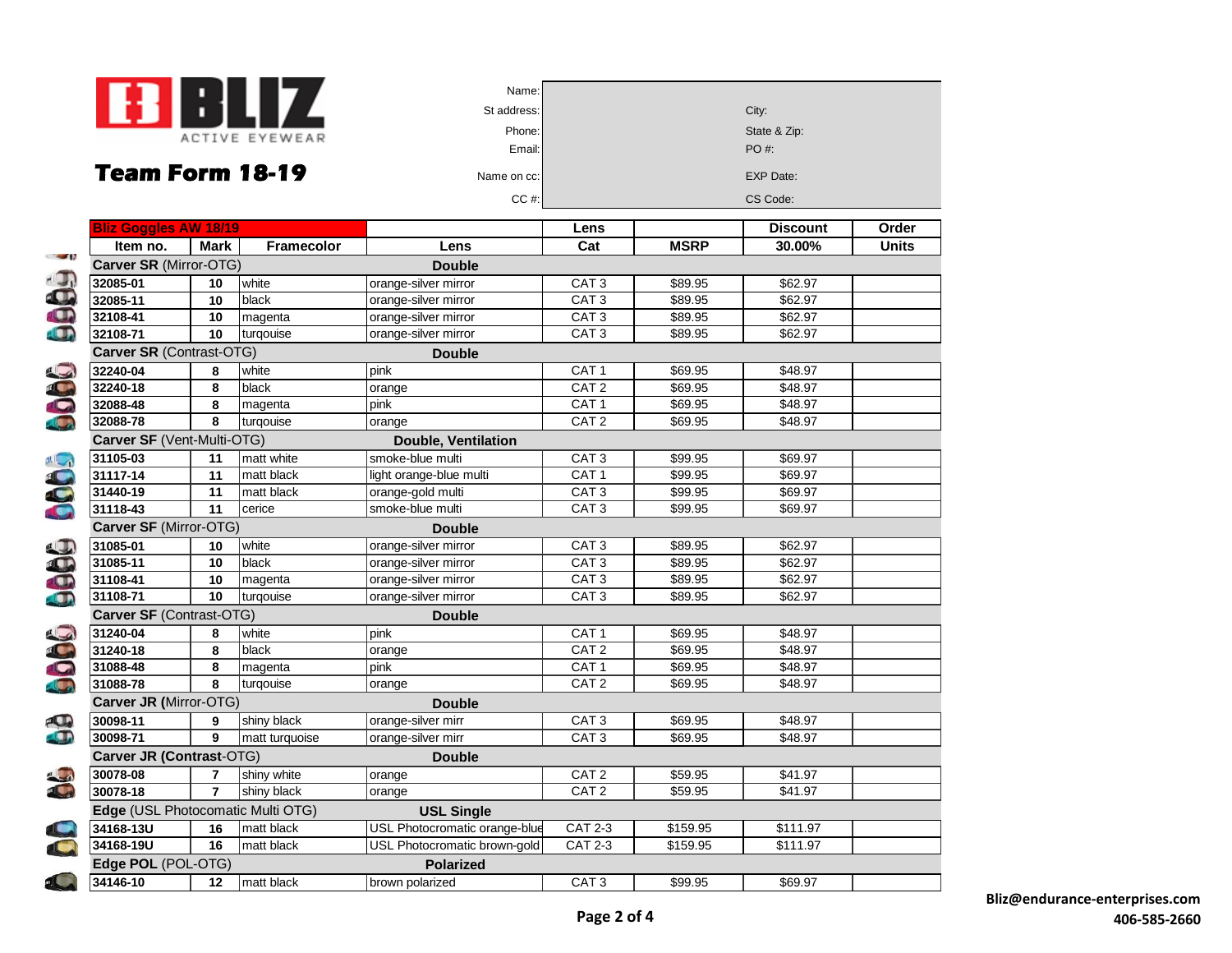# BLIZ ACTIVE EYEWEAR

## Team Form 18-19

| | | | |
|---|---|---|---|
| Name: | | | |
| St address: | | City: | |
| Phone: | | State & Zip: | |
| Email: | | PO #: | |
| Name on cc: | | EXP Date: | |
| CC #: | | CS Code: | |

| Bliz Goggles AW 18/19 | | | | Lens | | Discount | Order |
|---|---|---|---|---|---|---|---|
| Item no. | Mark | Framecolor | Lens | Cat | MSRP | 30.00% | Units |
| **Carver SR** (Mirror-OTG) | | | **Double** | | | | |
| 32085-01 | 10 | white | orange-silver mirror | CAT 3 | $89.95 | $62.97 | |
| 32085-11 | 10 | black | orange-silver mirror | CAT 3 | $89.95 | $62.97 | |
| 32108-41 | 10 | magenta | orange-silver mirror | CAT 3 | $89.95 | $62.97 | |
| 32108-71 | 10 | turqouise | orange-silver mirror | CAT 3 | $89.95 | $62.97 | |
| **Carver SR** (Contrast-OTG) | | | **Double** | | | | |
| 32240-04 | 8 | white | pink | CAT 1 | $69.95 | $48.97 | |
| 32240-18 | 8 | black | orange | CAT 2 | $69.95 | $48.97 | |
| 32088-48 | 8 | magenta | pink | CAT 1 | $69.95 | $48.97 | |
| 32088-78 | 8 | turqouise | orange | CAT 2 | $69.95 | $48.97 | |
| **Carver SF** (Vent-Multi-OTG) | | | **Double, Ventilation** | | | | |
| 31105-03 | 11 | matt white | smoke-blue multi | CAT 3 | $99.95 | $69.97 | |
| 31117-14 | 11 | matt black | light orange-blue multi | CAT 1 | $99.95 | $69.97 | |
| 31440-19 | 11 | matt black | orange-gold multi | CAT 3 | $99.95 | $69.97 | |
| 31118-43 | 11 | cerice | smoke-blue multi | CAT 3 | $99.95 | $69.97 | |
| **Carver SF** (Mirror-OTG) | | | **Double** | | | | |
| 31085-01 | 10 | white | orange-silver mirror | CAT 3 | $89.95 | $62.97 | |
| 31085-11 | 10 | black | orange-silver mirror | CAT 3 | $89.95 | $62.97 | |
| 31108-41 | 10 | magenta | orange-silver mirror | CAT 3 | $89.95 | $62.97 | |
| 31108-71 | 10 | turqouise | orange-silver mirror | CAT 3 | $89.95 | $62.97 | |
| **Carver SF** (Contrast-OTG) | | | **Double** | | | | |
| 31240-04 | 8 | white | pink | CAT 1 | $69.95 | $48.97 | |
| 31240-18 | 8 | black | orange | CAT 2 | $69.95 | $48.97 | |
| 31088-48 | 8 | magenta | pink | CAT 1 | $69.95 | $48.97 | |
| 31088-78 | 8 | turqouise | orange | CAT 2 | $69.95 | $48.97 | |
| **Carver JR** (Mirror-OTG) | | | **Double** | | | | |
| 30098-11 | 9 | shiny black | orange-silver mirr | CAT 3 | $69.95 | $48.97 | |
| 30098-71 | 9 | matt turquoise | orange-silver mirr | CAT 3 | $69.95 | $48.97 | |
| **Carver JR (**Contrast-OTG) | | | **Double** | | | | |
| 30078-08 | 7 | shiny white | orange | CAT 2 | $59.95 | $41.97 | |
| 30078-18 | 7 | shiny black | orange | CAT 2 | $59.95 | $41.97 | |
| **Edge** (USL Photocomatic Multi OTG) | | | **USL Single** | | | | |
| 34168-13U | 16 | matt black | USL Photocromatic orange-blue | CAT 2-3 | $159.95 | $111.97 | |
| 34168-19U | 16 | matt black | USL Photocromatic brown-gold | CAT 2-3 | $159.95 | $111.97 | |
| **Edge POL** (POL-OTG) | | | **Polarized** | | | | |
| 34146-10 | 12 | matt black | brown polarized | CAT 3 | $99.95 | $69.97 | |

**Bliz@endurance-enterprises.com**
**406-585-2660**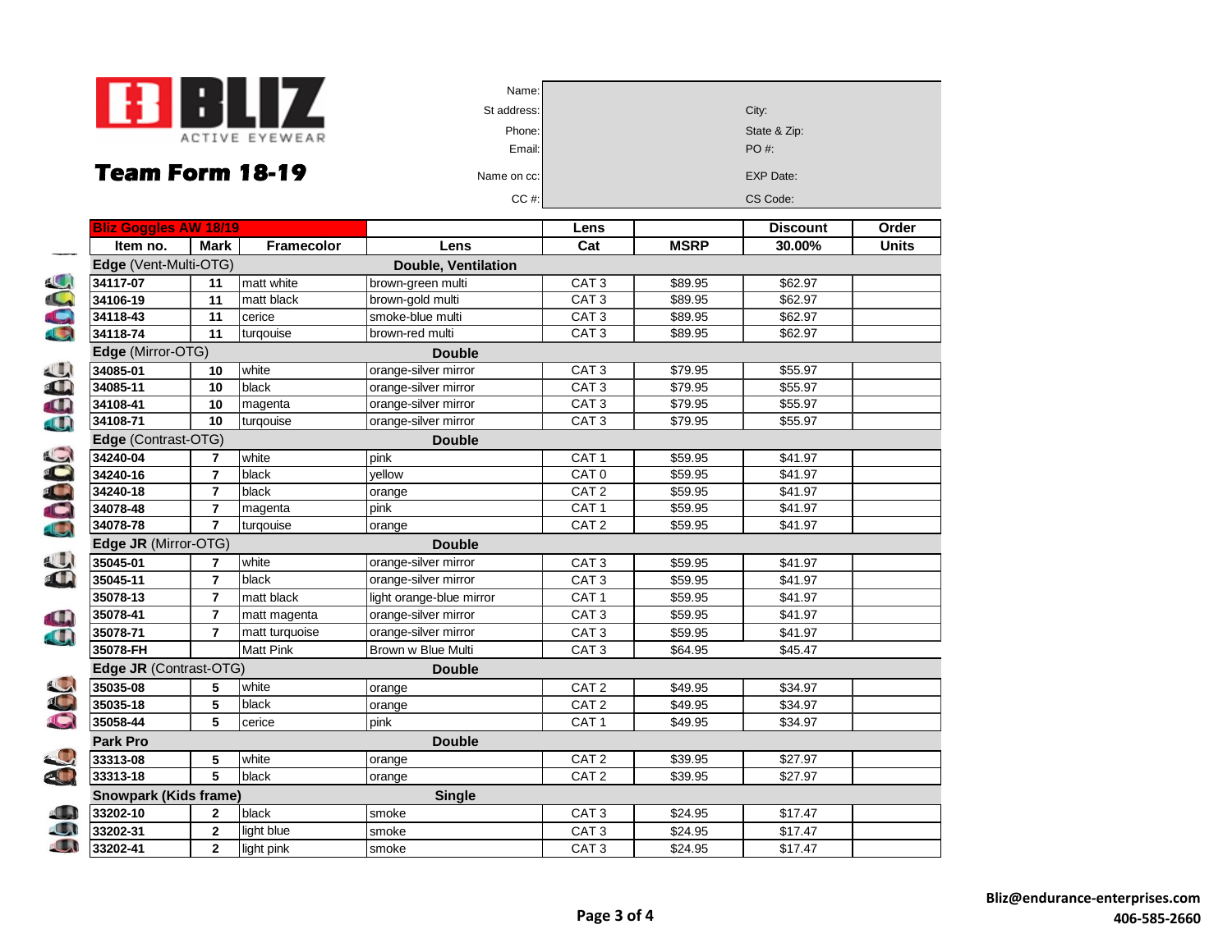# BLIZ ACTIVE EYEWEAR

## Team Form 18-19

| | | | |
|---|---|---|---|
| Name: | | | |
| St address: | | City: | |
| Phone: | | State & Zip: | |
| Email: | | PO #: | |
| Name on cc: | | EXP Date: | |
| CC #: | | CS Code: | |

| Bliz Goggles AW 18/19 | | | | Lens | | Discount | Order |
|---|---|---|---|---|---|---|---|
| Item no. | Mark | Framecolor | Lens | Cat | MSRP | 30.00% | Units |
| **Edge** (Vent-Multi-OTG) | | | **Double, Ventilation** | | | | |
| 34117-07 | 11 | matt white | brown-green multi | CAT 3 | $89.95 | $62.97 | |
| 34106-19 | 11 | matt black | brown-gold multi | CAT 3 | $89.95 | $62.97 | |
| 34118-43 | 11 | cerice | smoke-blue multi | CAT 3 | $89.95 | $62.97 | |
| 34118-74 | 11 | turqouise | brown-red multi | CAT 3 | $89.95 | $62.97 | |
| **Edge** (Mirror-OTG) | | | **Double** | | | | |
| 34085-01 | 10 | white | orange-silver mirror | CAT 3 | $79.95 | $55.97 | |
| 34085-11 | 10 | black | orange-silver mirror | CAT 3 | $79.95 | $55.97 | |
| 34108-41 | 10 | magenta | orange-silver mirror | CAT 3 | $79.95 | $55.97 | |
| 34108-71 | 10 | turqouise | orange-silver mirror | CAT 3 | $79.95 | $55.97 | |
| **Edge** (Contrast-OTG) | | | **Double** | | | | |
| 34240-04 | 7 | white | pink | CAT 1 | $59.95 | $41.97 | |
| 34240-16 | 7 | black | yellow | CAT 0 | $59.95 | $41.97 | |
| 34240-18 | 7 | black | orange | CAT 2 | $59.95 | $41.97 | |
| 34078-48 | 7 | magenta | pink | CAT 1 | $59.95 | $41.97 | |
| 34078-78 | 7 | turqouise | orange | CAT 2 | $59.95 | $41.97 | |
| **Edge JR** (Mirror-OTG) | | | **Double** | | | | |
| 35045-01 | 7 | white | orange-silver mirror | CAT 3 | $59.95 | $41.97 | |
| 35045-11 | 7 | black | orange-silver mirror | CAT 3 | $59.95 | $41.97 | |
| 35078-13 | 7 | matt black | light orange-blue mirror | CAT 1 | $59.95 | $41.97 | |
| 35078-41 | 7 | matt magenta | orange-silver mirror | CAT 3 | $59.95 | $41.97 | |
| 35078-71 | 7 | matt turquoise | orange-silver mirror | CAT 3 | $59.95 | $41.97 | |
| 35078-FH | | Matt Pink | Brown w Blue Multi | CAT 3 | $64.95 | $45.47 | |
| **Edge JR** (Contrast-OTG) | | | **Double** | | | | |
| 35035-08 | 5 | white | orange | CAT 2 | $49.95 | $34.97 | |
| 35035-18 | 5 | black | orange | CAT 2 | $49.95 | $34.97 | |
| 35058-44 | 5 | cerice | pink | CAT 1 | $49.95 | $34.97 | |
| **Park Pro** | | | **Double** | | | | |
| 33313-08 | 5 | white | orange | CAT 2 | $39.95 | $27.97 | |
| 33313-18 | 5 | black | orange | CAT 2 | $39.95 | $27.97 | |
| **Snowpark (Kids frame)** | | | **Single** | | | | |
| 33202-10 | 2 | black | smoke | CAT 3 | $24.95 | $17.47 | |
| 33202-31 | 2 | light blue | smoke | CAT 3 | $24.95 | $17.47 | |
| 33202-41 | 2 | light pink | smoke | CAT 3 | $24.95 | $17.47 | |

**Bliz@endurance-enterprises.com**
**406-585-2660**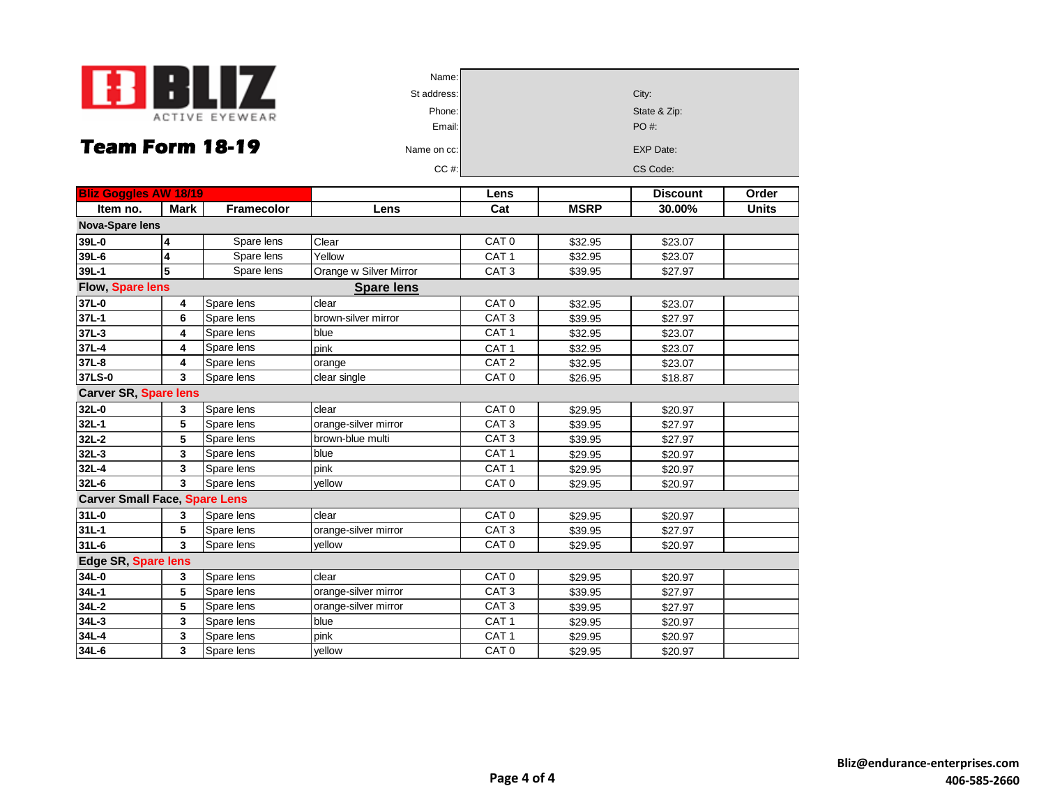BLIZ ACTIVE EYEWEAR

# Team Form 18-19

| | | | |
|---|---|---|---|
| Name: | | | |
| St address: | | City: | |
| Phone: | | State & Zip: | |
| Email: | | PO #: | |
| Name on cc: | | EXP Date: | |
| CC #: | | CS Code: | |

| Bliz Goggles AW 18/19 | | | | Lens | | Discount | Order |
|---|---|---|---|---|---|---|---|
| **Item no.** | **Mark** | **Framecolor** | **Lens** | **Cat** | **MSRP** | **30.00%** | **Units** |
| **Nova-Spare lens** | | | | | | | |
| **39L-0** | **4** | Spare lens | Clear | CAT 0 | $32.95 | $23.07 | |
| **39L-6** | **4** | Spare lens | Yellow | CAT 1 | $32.95 | $23.07 | |
| **39L-1** | **5** | Spare lens | Orange w Silver Mirror | CAT 3 | $39.95 | $27.97 | |
| **Flow, Spare lens** | | | **Spare lens** | | | | |
| **37L-0** | **4** | Spare lens | clear | CAT 0 | $32.95 | $23.07 | |
| **37L-1** | **6** | Spare lens | brown-silver mirror | CAT 3 | $39.95 | $27.97 | |
| **37L-3** | **4** | Spare lens | blue | CAT 1 | $32.95 | $23.07 | |
| **37L-4** | **4** | Spare lens | pink | CAT 1 | $32.95 | $23.07 | |
| **37L-8** | **4** | Spare lens | orange | CAT 2 | $32.95 | $23.07 | |
| **37LS-0** | **3** | Spare lens | clear single | CAT 0 | $26.95 | $18.87 | |
| **Carver SR, Spare lens** | | | | | | | |
| **32L-0** | **3** | Spare lens | clear | CAT 0 | $29.95 | $20.97 | |
| **32L-1** | **5** | Spare lens | orange-silver mirror | CAT 3 | $39.95 | $27.97 | |
| **32L-2** | **5** | Spare lens | brown-blue multi | CAT 3 | $39.95 | $27.97 | |
| **32L-3** | **3** | Spare lens | blue | CAT 1 | $29.95 | $20.97 | |
| **32L-4** | **3** | Spare lens | pink | CAT 1 | $29.95 | $20.97 | |
| **32L-6** | **3** | Spare lens | yellow | CAT 0 | $29.95 | $20.97 | |
| **Carver Small Face, Spare Lens** | | | | | | | |
| **31L-0** | **3** | Spare lens | clear | CAT 0 | $29.95 | $20.97 | |
| **31L-1** | **5** | Spare lens | orange-silver mirror | CAT 3 | $39.95 | $27.97 | |
| **31L-6** | **3** | Spare lens | yellow | CAT 0 | $29.95 | $20.97 | |
| **Edge SR, Spare lens** | | | | | | | |
| **34L-0** | **3** | Spare lens | clear | CAT 0 | $29.95 | $20.97 | |
| **34L-1** | **5** | Spare lens | orange-silver mirror | CAT 3 | $39.95 | $27.97 | |
| **34L-2** | **5** | Spare lens | orange-silver mirror | CAT 3 | $39.95 | $27.97 | |
| **34L-3** | **3** | Spare lens | blue | CAT 1 | $29.95 | $20.97 | |
| **34L-4** | **3** | Spare lens | pink | CAT 1 | $29.95 | $20.97 | |
| **34L-6** | **3** | Spare lens | yellow | CAT 0 | $29.95 | $20.97 | |

**Bliz@endurance-enterprises.com**
**406-585-2660**